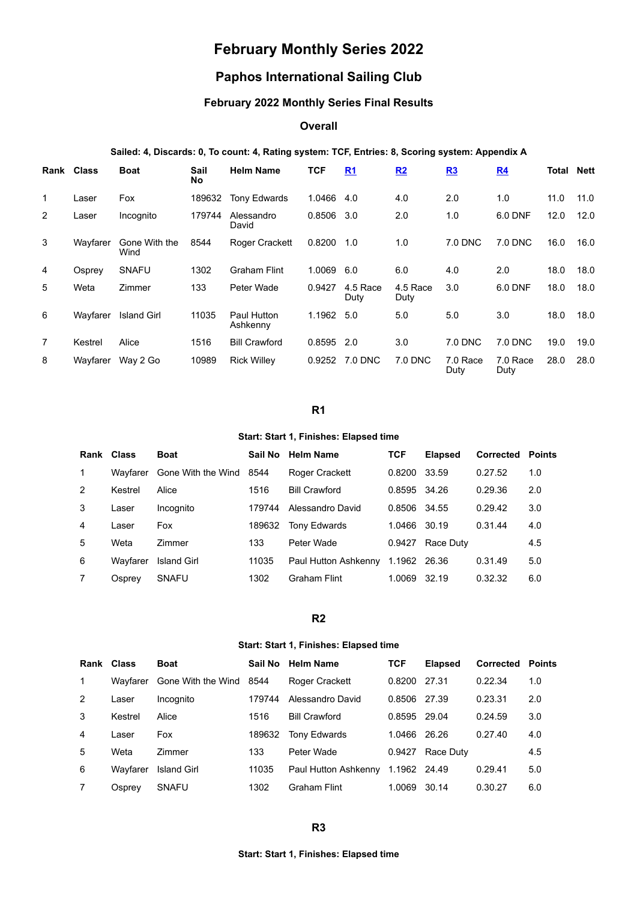# February Monthly Series 2022

## Paphos International Sailing Club

### February 2022 Monthly Series Final Results

#### Overall

**Sailed: 4, Discards: 0, To count: 4, Rating system: TCF, Entries: 8, Scoring system: Appendix A**

| Rank | Class | Boat | Sail No | Helm Name | TCF | R1 | R2 | R3 | R4 | Total | Nett |
|---|---|---|---|---|---|---|---|---|---|---|---|
| 1 | Laser | Fox | 189632 | Tony Edwards | 1.0466 | 4.0 | 4.0 | 2.0 | 1.0 | 11.0 | 11.0 |
| 2 | Laser | Incognito | 179744 | Alessandro David | 0.8506 | 3.0 | 2.0 | 1.0 | 6.0 DNF | 12.0 | 12.0 |
| 3 | Wayfarer | Gone With the Wind | 8544 | Roger Crackett | 0.8200 | 1.0 | 1.0 | 7.0 DNC | 7.0 DNC | 16.0 | 16.0 |
| 4 | Osprey | SNAFU | 1302 | Graham Flint | 1.0069 | 6.0 | 6.0 | 4.0 | 2.0 | 18.0 | 18.0 |
| 5 | Weta | Zimmer | 133 | Peter Wade | 0.9427 | 4.5 Race Duty | 4.5 Race Duty | 3.0 | 6.0 DNF | 18.0 | 18.0 |
| 6 | Wayfarer | Island Girl | 11035 | Paul Hutton Ashkenny | 1.1962 | 5.0 | 5.0 | 5.0 | 3.0 | 18.0 | 18.0 |
| 7 | Kestrel | Alice | 1516 | Bill Crawford | 0.8595 | 2.0 | 3.0 | 7.0 DNC | 7.0 DNC | 19.0 | 19.0 |
| 8 | Wayfarer | Way 2 Go | 10989 | Rick Willey | 0.9252 | 7.0 DNC | 7.0 DNC | 7.0 Race Duty | 7.0 Race Duty | 28.0 | 28.0 |

#### R1

**Start: Start 1, Finishes: Elapsed time**

| Rank | Class | Boat | Sail No | Helm Name | TCF | Elapsed | Corrected | Points |
|---|---|---|---|---|---|---|---|---|
| 1 | Wayfarer | Gone With the Wind | 8544 | Roger Crackett | 0.8200 | 33.59 | 0.27.52 | 1.0 |
| 2 | Kestrel | Alice | 1516 | Bill Crawford | 0.8595 | 34.26 | 0.29.36 | 2.0 |
| 3 | Laser | Incognito | 179744 | Alessandro David | 0.8506 | 34.55 | 0.29.42 | 3.0 |
| 4 | Laser | Fox | 189632 | Tony Edwards | 1.0466 | 30.19 | 0.31.44 | 4.0 |
| 5 | Weta | Zimmer | 133 | Peter Wade | 0.9427 | Race Duty | | 4.5 |
| 6 | Wayfarer | Island Girl | 11035 | Paul Hutton Ashkenny | 1.1962 | 26.36 | 0.31.49 | 5.0 |
| 7 | Osprey | SNAFU | 1302 | Graham Flint | 1.0069 | 32.19 | 0.32.32 | 6.0 |

#### R2

**Start: Start 1, Finishes: Elapsed time**

| Rank | Class | Boat | Sail No | Helm Name | TCF | Elapsed | Corrected | Points |
|---|---|---|---|---|---|---|---|---|
| 1 | Wayfarer | Gone With the Wind | 8544 | Roger Crackett | 0.8200 | 27.31 | 0.22.34 | 1.0 |
| 2 | Laser | Incognito | 179744 | Alessandro David | 0.8506 | 27.39 | 0.23.31 | 2.0 |
| 3 | Kestrel | Alice | 1516 | Bill Crawford | 0.8595 | 29.04 | 0.24.59 | 3.0 |
| 4 | Laser | Fox | 189632 | Tony Edwards | 1.0466 | 26.26 | 0.27.40 | 4.0 |
| 5 | Weta | Zimmer | 133 | Peter Wade | 0.9427 | Race Duty | | 4.5 |
| 6 | Wayfarer | Island Girl | 11035 | Paul Hutton Ashkenny | 1.1962 | 24.49 | 0.29.41 | 5.0 |
| 7 | Osprey | SNAFU | 1302 | Graham Flint | 1.0069 | 30.14 | 0.30.27 | 6.0 |

#### R3

**Start: Start 1, Finishes: Elapsed time**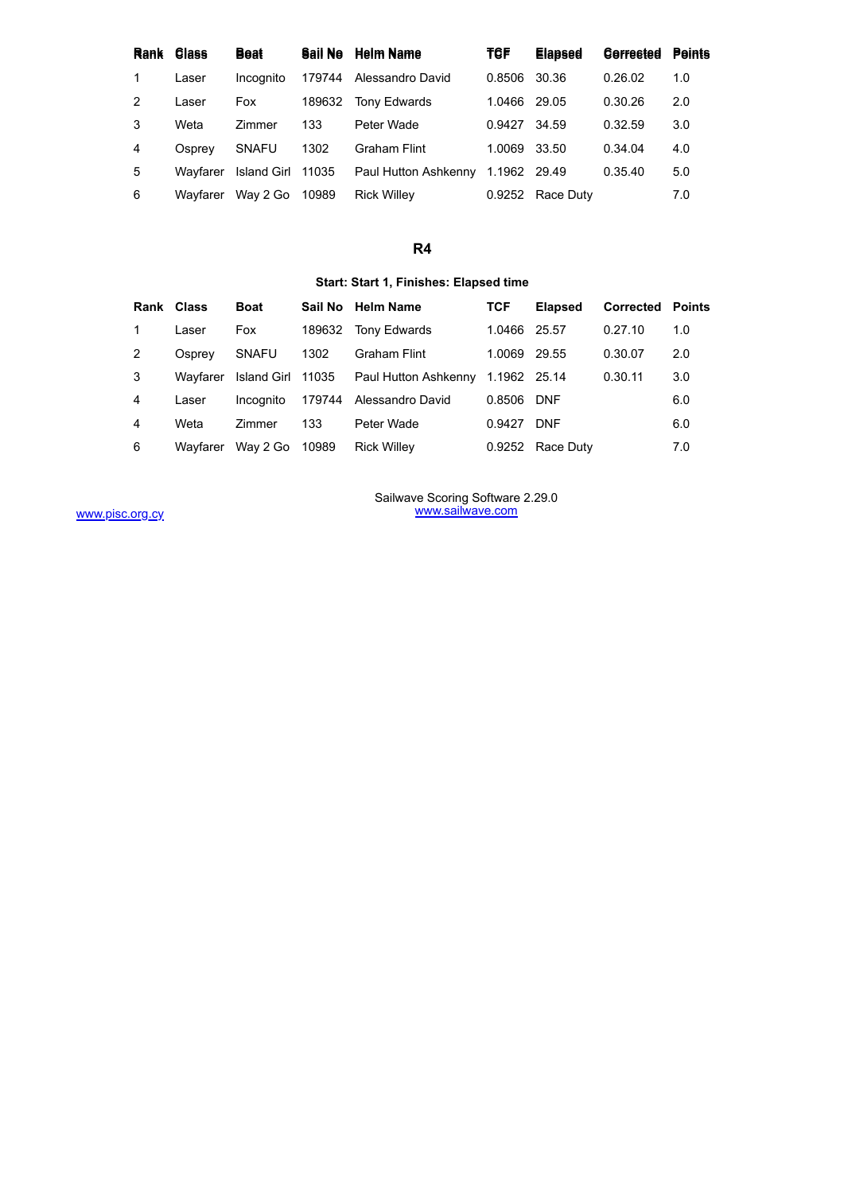| Rank | Class | Boat | Sail No | Helm Name | TCF | Elapsed | Corrected | Points |
|---|---|---|---|---|---|---|---|---|
| 1 | Laser | Incognito | 179744 | Alessandro David | 0.8506 | 30.36 | 0.26.02 | 1.0 |
| 2 | Laser | Fox | 189632 | Tony Edwards | 1.0466 | 29.05 | 0.30.26 | 2.0 |
| 3 | Weta | Zimmer | 133 | Peter Wade | 0.9427 | 34.59 | 0.32.59 | 3.0 |
| 4 | Osprey | SNAFU | 1302 | Graham Flint | 1.0069 | 33.50 | 0.34.04 | 4.0 |
| 5 | Wayfarer | Island Girl | 11035 | Paul Hutton Ashkenny | 1.1962 | 29.49 | 0.35.40 | 5.0 |
| 6 | Wayfarer | Way 2 Go | 10989 | Rick Willey | 0.9252 | Race Duty | | 7.0 |

## R4

**Start: Start 1, Finishes: Elapsed time**

| Rank | Class | Boat | Sail No | Helm Name | TCF | Elapsed | Corrected | Points |
|---|---|---|---|---|---|---|---|---|
| 1 | Laser | Fox | 189632 | Tony Edwards | 1.0466 | 25.57 | 0.27.10 | 1.0 |
| 2 | Osprey | SNAFU | 1302 | Graham Flint | 1.0069 | 29.55 | 0.30.07 | 2.0 |
| 3 | Wayfarer | Island Girl | 11035 | Paul Hutton Ashkenny | 1.1962 | 25.14 | 0.30.11 | 3.0 |
| 4 | Laser | Incognito | 179744 | Alessandro David | 0.8506 | DNF | | 6.0 |
| 4 | Weta | Zimmer | 133 | Peter Wade | 0.9427 | DNF | | 6.0 |
| 6 | Wayfarer | Way 2 Go | 10989 | Rick Willey | 0.9252 | Race Duty | | 7.0 |

www.pisc.org.cy

Sailwave Scoring Software 2.29.0
www.sailwave.com